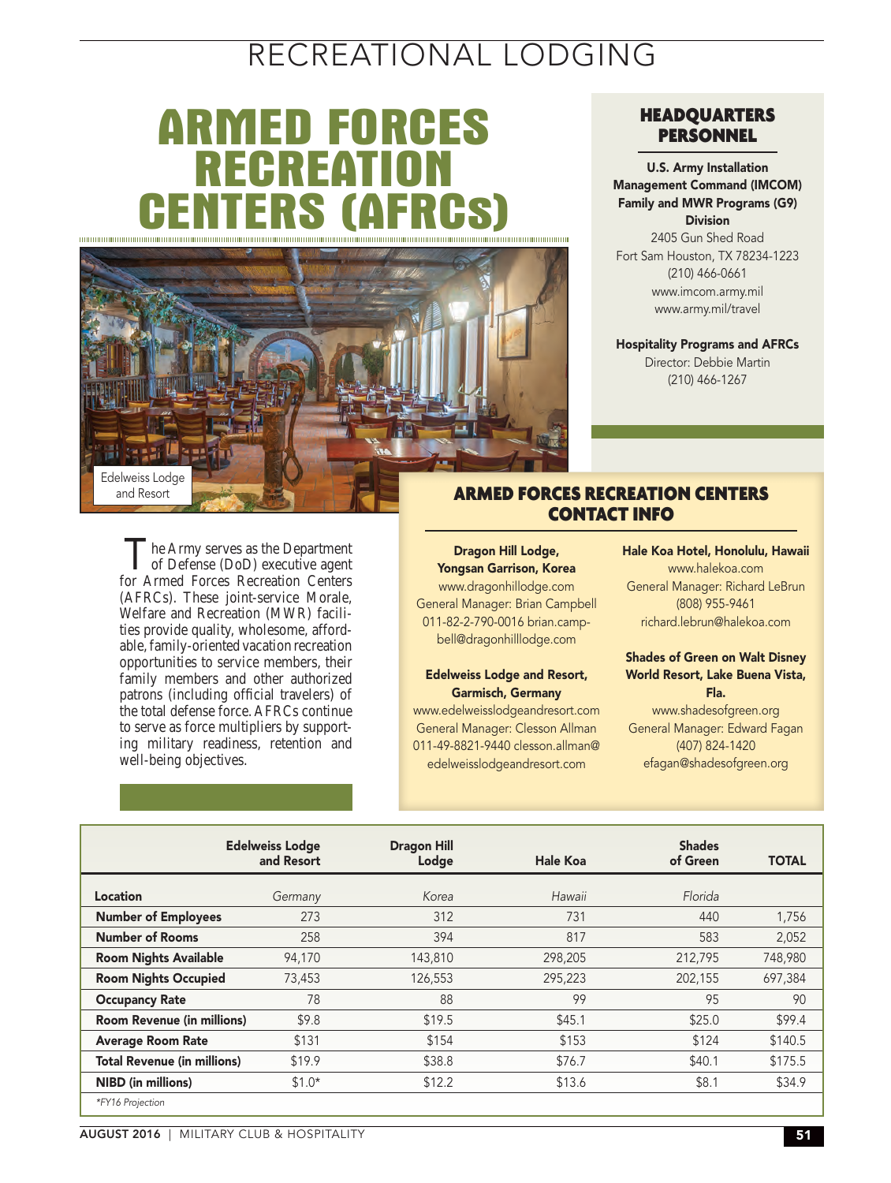# RECREATIONAL LODGING

# ARMED FORCES RECREATION CENTERS (AFRCs)

Edelweiss Lodge and Resort

The Army serves as the Department of Defense (DoD) executive agent for Armed Forces Recreation Centers (AFRCs). These joint-service Morale, Welfare and Recreation (MWR) facilities provide quality, wholesome, affordable, family-oriented vacation recreation opportunities to service members, their family members and other authorized patrons (including official travelers) of the total defense force. AFRCs continue to serve as force multipliers by supporting military readiness, retention and well-being objectives.

## HEADQUARTERS PERSONNEL

**U.S. Army Installation Management Command (IMCOM) Family and MWR Programs (G9) Division**
2405 Gun Shed Road
Fort Sam Houston, TX 78234-1223
(210) 466-0661
www.imcom.army.mil
www.army.mil/travel

**Hospitality Programs and AFRCs**
Director: Debbie Martin
(210) 466-1267

## ARMED FORCES RECREATION CENTERS CONTACT INFO

**Dragon Hill Lodge, Yongsan Garrison, Korea**
www.dragonhilllodge.com
General Manager: Brian Campbell
011-82-2-790-0016 brian.campbell@dragonhilllodge.com

**Edelweiss Lodge and Resort, Garmisch, Germany**
www.edelweisslodgeandresort.com
General Manager: Clesson Allman
011-49-8821-9440 clesson.allman@edelweisslodgeandresort.com

**Hale Koa Hotel, Honolulu, Hawaii**
www.halekoa.com
General Manager: Richard LeBrun
(808) 955-9461
richard.lebrun@halekoa.com

**Shades of Green on Walt Disney World Resort, Lake Buena Vista, Fla.**
www.shadesofgreen.org
General Manager: Edward Fagan
(407) 824-1420
efagan@shadesofgreen.org

| | Edelweiss Lodge and Resort | Dragon Hill Lodge | Hale Koa | Shades of Green | TOTAL |
|---|---|---|---|---|---|
| **Location** | *Germany* | *Korea* | *Hawaii* | *Florida* | |
| **Number of Employees** | 273 | 312 | 731 | 440 | 1,756 |
| **Number of Rooms** | 258 | 394 | 817 | 583 | 2,052 |
| **Room Nights Available** | 94,170 | 143,810 | 298,205 | 212,795 | 748,980 |
| **Room Nights Occupied** | 73,453 | 126,553 | 295,223 | 202,155 | 697,384 |
| **Occupancy Rate** | 78 | 88 | 99 | 95 | 90 |
| **Room Revenue (in millions)** | $9.8 | $19.5 | $45.1 | $25.0 | $99.4 |
| **Average Room Rate** | $131 | $154 | $153 | $124 | $140.5 |
| **Total Revenue (in millions)** | $19.9 | $38.8 | $76.7 | $40.1 | $175.5 |
| **NIBD (in millions)** | $1.0* | $12.2 | $13.6 | $8.1 | $34.9 |

*\*FY16 Projection*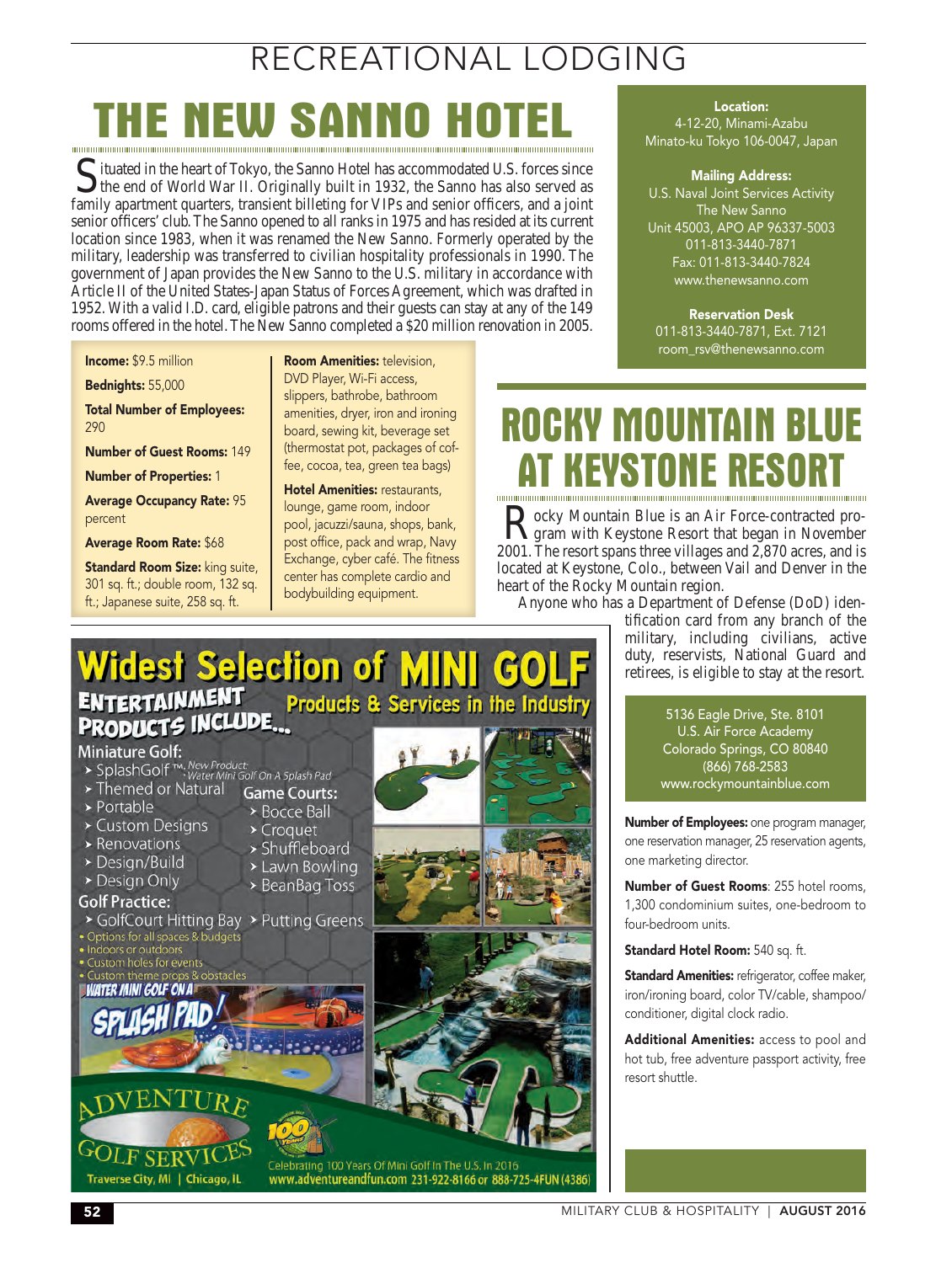# RECREATIONAL LODGING

## THE NEW SANNO HOTEL

Situated in the heart of Tokyo, the Sanno Hotel has accommodated U.S. forces since the end of World War II. Originally built in 1932, the Sanno has also served as family apartment quarters, transient billeting for VIPs and senior officers, and a joint senior officers' club. The Sanno opened to all ranks in 1975 and has resided at its current location since 1983, when it was renamed the New Sanno. Formerly operated by the military, leadership was transferred to civilian hospitality professionals in 1990. The government of Japan provides the New Sanno to the U.S. military in accordance with Article II of the United States-Japan Status of Forces Agreement, which was drafted in 1952. With a valid I.D. card, eligible patrons and their guests can stay at any of the 149 rooms offered in the hotel. The New Sanno completed a $20 million renovation in 2005.

**Location:**
4-12-20, Minami-Azabu
Minato-ku Tokyo 106-0047, Japan

**Mailing Address:**
U.S. Naval Joint Services Activity
The New Sanno
Unit 45003, APO AP 96337-5003
011-813-3440-7871
Fax: 011-813-3440-7824
www.thenewsanno.com

**Reservation Desk**
011-813-3440-7871, Ext. 7121
room_rsv@thenewsanno.com

**Income:** $9.5 million

**Bednights:** 55,000

**Total Number of Employees:** 290

**Number of Guest Rooms:** 149

**Number of Properties:** 1

**Average Occupancy Rate:** 95 percent

**Average Room Rate:** $68

**Standard Room Size:** king suite, 301 sq. ft.; double room, 132 sq. ft.; Japanese suite, 258 sq. ft.

**Room Amenities:** television, DVD Player, Wi-Fi access, slippers, bathrobe, bathroom amenities, dryer, iron and ironing board, sewing kit, beverage set (thermostat pot, packages of coffee, cocoa, tea, green tea bags)

**Hotel Amenities:** restaurants, lounge, game room, indoor pool, jacuzzi/sauna, shops, bank, post office, pack and wrap, Navy Exchange, cyber café. The fitness center has complete cardio and bodybuilding equipment.

## ROCKY MOUNTAIN BLUE AT KEYSTONE RESORT

Rocky Mountain Blue is an Air Force-contracted program with Keystone Resort that began in November 2001. The resort spans three villages and 2,870 acres, and is located at Keystone, Colo., between Vail and Denver in the heart of the Rocky Mountain region.

Anyone who has a Department of Defense (DoD) identification card from any branch of the military, including civilians, active duty, reservists, National Guard and retirees, is eligible to stay at the resort.

5136 Eagle Drive, Ste. 8101
U.S. Air Force Academy
Colorado Springs, CO 80840
(866) 768-2583
www.rockymountainblue.com

**Number of Employees:** one program manager, one reservation manager, 25 reservation agents, one marketing director.

**Number of Guest Rooms**: 255 hotel rooms, 1,300 condominium suites, one-bedroom to four-bedroom units.

**Standard Hotel Room:** 540 sq. ft.

**Standard Amenities:** refrigerator, coffee maker, iron/ironing board, color TV/cable, shampoo/conditioner, digital clock radio.

**Additional Amenities:** access to pool and hot tub, free adventure passport activity, free resort shuttle.

Widest Selection of MINI GOLF Products & Services in the Industry

ENTERTAINMENT PRODUCTS INCLUDE...

Miniature Golf:
- SplashGolf™ New Product: Water Mini Golf On A Splash Pad
- Themed or Natural
- Portable
- Custom Designs
- Renovations
- Design/Build
- Design Only

Game Courts:
- Bocce Ball
- Croquet
- Shuffleboard
- Lawn Bowling
- BeanBag Toss

Golf Practice:
- GolfCourt Hitting Bay
- Putting Greens

- Options for all spaces & budgets
- Indoors or outdoors
- Custom holes for events
- Custom theme props & obstacles

WATER MINI GOLF ON A SPLASH PAD!

ADVENTURE GOLF SERVICES
Traverse City, MI | Chicago, IL

Celebrating 100 Years Of Mini Golf In The U.S. In 2016
www.adventureandfun.com 231-922-8166 or 888-725-4FUN (4386)